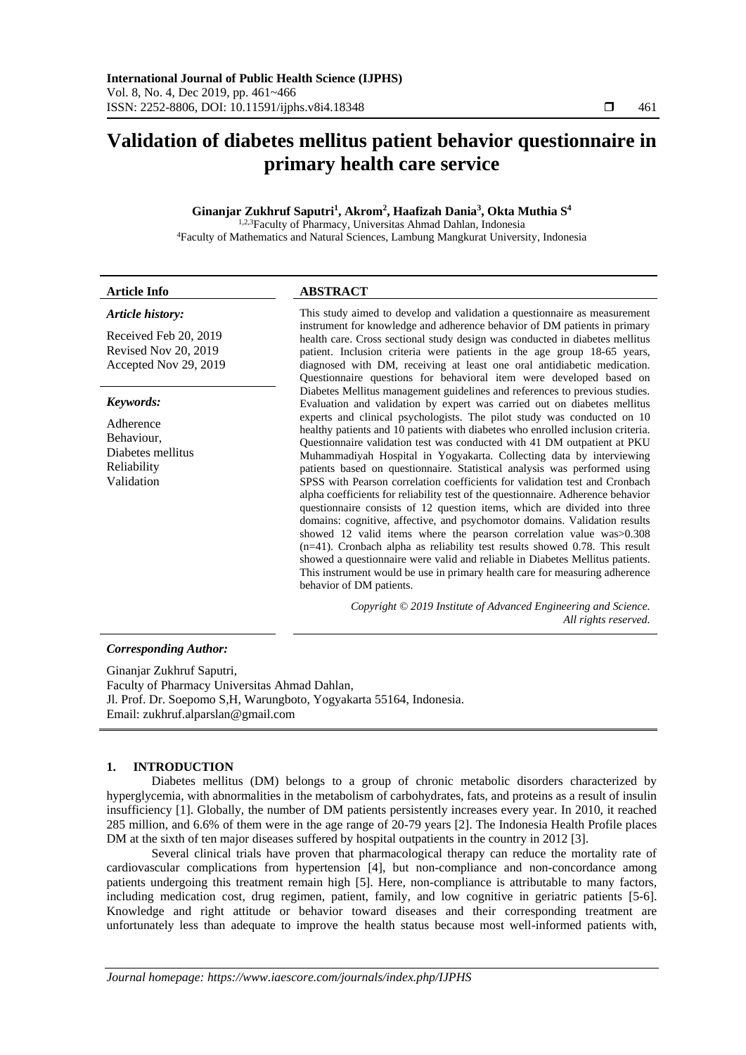# Validation of diabetes mellitus patient behavior questionnaire in primary health care service

**Ginanjar Zukhruf Saputri[1], Akrom[2], Haafizah Dania[3], Okta Muthia S[4]**

[1,2,3]Faculty of Pharmacy, Universitas Ahmad Dahlan, Indonesia
[4]Faculty of Mathematics and Natural Sciences, Lambung Mangkurat University, Indonesia

**Article Info**

*Article history:*

Received Feb 20, 2019
Revised Nov 20, 2019
Accepted Nov 29, 2019

*Keywords:*

Adherence
Behaviour,
Diabetes mellitus
Reliability
Validation

**ABSTRACT**

This study aimed to develop and validation a questionnaire as measurement instrument for knowledge and adherence behavior of DM patients in primary health care. Cross sectional study design was conducted in diabetes mellitus patient. Inclusion criteria were patients in the age group 18-65 years, diagnosed with DM, receiving at least one oral antidiabetic medication. Questionnaire questions for behavioral item were developed based on Diabetes Mellitus management guidelines and references to previous studies. Evaluation and validation by expert was carried out on diabetes mellitus experts and clinical psychologists. The pilot study was conducted on 10 healthy patients and 10 patients with diabetes who enrolled inclusion criteria. Questionnaire validation test was conducted with 41 DM outpatient at PKU Muhammadiyah Hospital in Yogyakarta. Collecting data by interviewing patients based on questionnaire. Statistical analysis was performed using SPSS with Pearson correlation coefficients for validation test and Cronbach alpha coefficients for reliability test of the questionnaire. Adherence behavior questionnaire consists of 12 question items, which are divided into three domains: cognitive, affective, and psychomotor domains. Validation results showed 12 valid items where the pearson correlation value was>0.308 (n=41). Cronbach alpha as reliability test results showed 0.78. This result showed a questionnaire were valid and reliable in Diabetes Mellitus patients. This instrument would be use in primary health care for measuring adherence behavior of DM patients.

*Copyright © 2019 Institute of Advanced Engineering and Science. All rights reserved.*

***Corresponding Author:***

Ginanjar Zukhruf Saputri,
Faculty of Pharmacy Universitas Ahmad Dahlan,
Jl. Prof. Dr. Soepomo S,H, Warungboto, Yogyakarta 55164, Indonesia.
Email: zukhruf.alparslan@gmail.com

## 1. INTRODUCTION

Diabetes mellitus (DM) belongs to a group of chronic metabolic disorders characterized by hyperglycemia, with abnormalities in the metabolism of carbohydrates, fats, and proteins as a result of insulin insufficiency [1]. Globally, the number of DM patients persistently increases every year. In 2010, it reached 285 million, and 6.6% of them were in the age range of 20-79 years [2]. The Indonesia Health Profile places DM at the sixth of ten major diseases suffered by hospital outpatients in the country in 2012 [3].

Several clinical trials have proven that pharmacological therapy can reduce the mortality rate of cardiovascular complications from hypertension [4], but non-compliance and non-concordance among patients undergoing this treatment remain high [5]. Here, non-compliance is attributable to many factors, including medication cost, drug regimen, patient, family, and low cognitive in geriatric patients [5-6]. Knowledge and right attitude or behavior toward diseases and their corresponding treatment are unfortunately less than adequate to improve the health status because most well-informed patients with,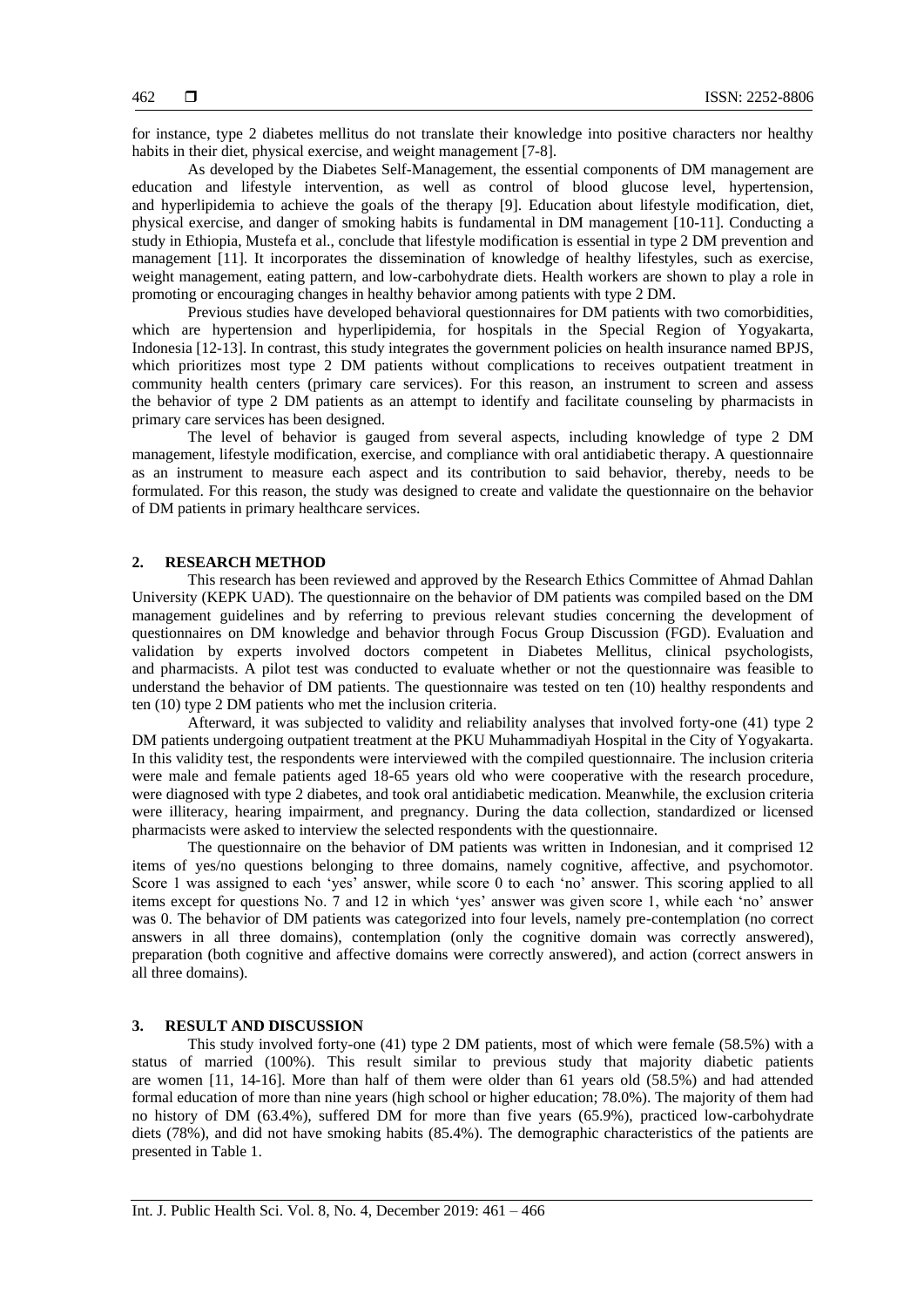for instance, type 2 diabetes mellitus do not translate their knowledge into positive characters nor healthy habits in their diet, physical exercise, and weight management [7-8].

As developed by the Diabetes Self-Management, the essential components of DM management are education and lifestyle intervention, as well as control of blood glucose level, hypertension, and hyperlipidemia to achieve the goals of the therapy [9]. Education about lifestyle modification, diet, physical exercise, and danger of smoking habits is fundamental in DM management [10-11]. Conducting a study in Ethiopia, Mustefa et al., conclude that lifestyle modification is essential in type 2 DM prevention and management [11]. It incorporates the dissemination of knowledge of healthy lifestyles, such as exercise, weight management, eating pattern, and low-carbohydrate diets. Health workers are shown to play a role in promoting or encouraging changes in healthy behavior among patients with type 2 DM.

Previous studies have developed behavioral questionnaires for DM patients with two comorbidities, which are hypertension and hyperlipidemia, for hospitals in the Special Region of Yogyakarta, Indonesia [12-13]. In contrast, this study integrates the government policies on health insurance named BPJS, which prioritizes most type 2 DM patients without complications to receives outpatient treatment in community health centers (primary care services). For this reason, an instrument to screen and assess the behavior of type 2 DM patients as an attempt to identify and facilitate counseling by pharmacists in primary care services has been designed.

The level of behavior is gauged from several aspects, including knowledge of type 2 DM management, lifestyle modification, exercise, and compliance with oral antidiabetic therapy. A questionnaire as an instrument to measure each aspect and its contribution to said behavior, thereby, needs to be formulated. For this reason, the study was designed to create and validate the questionnaire on the behavior of DM patients in primary healthcare services.

## 2. RESEARCH METHOD

This research has been reviewed and approved by the Research Ethics Committee of Ahmad Dahlan University (KEPK UAD). The questionnaire on the behavior of DM patients was compiled based on the DM management guidelines and by referring to previous relevant studies concerning the development of questionnaires on DM knowledge and behavior through Focus Group Discussion (FGD). Evaluation and validation by experts involved doctors competent in Diabetes Mellitus, clinical psychologists, and pharmacists. A pilot test was conducted to evaluate whether or not the questionnaire was feasible to understand the behavior of DM patients. The questionnaire was tested on ten (10) healthy respondents and ten (10) type 2 DM patients who met the inclusion criteria.

Afterward, it was subjected to validity and reliability analyses that involved forty-one (41) type 2 DM patients undergoing outpatient treatment at the PKU Muhammadiyah Hospital in the City of Yogyakarta. In this validity test, the respondents were interviewed with the compiled questionnaire. The inclusion criteria were male and female patients aged 18-65 years old who were cooperative with the research procedure, were diagnosed with type 2 diabetes, and took oral antidiabetic medication. Meanwhile, the exclusion criteria were illiteracy, hearing impairment, and pregnancy. During the data collection, standardized or licensed pharmacists were asked to interview the selected respondents with the questionnaire.

The questionnaire on the behavior of DM patients was written in Indonesian, and it comprised 12 items of yes/no questions belonging to three domains, namely cognitive, affective, and psychomotor. Score 1 was assigned to each 'yes' answer, while score 0 to each 'no' answer. This scoring applied to all items except for questions No. 7 and 12 in which 'yes' answer was given score 1, while each 'no' answer was 0. The behavior of DM patients was categorized into four levels, namely pre-contemplation (no correct answers in all three domains), contemplation (only the cognitive domain was correctly answered), preparation (both cognitive and affective domains were correctly answered), and action (correct answers in all three domains).

## 3. RESULT AND DISCUSSION

This study involved forty-one (41) type 2 DM patients, most of which were female (58.5%) with a status of married (100%). This result similar to previous study that majority diabetic patients are women [11, 14-16]. More than half of them were older than 61 years old (58.5%) and had attended formal education of more than nine years (high school or higher education; 78.0%). The majority of them had no history of DM (63.4%), suffered DM for more than five years (65.9%), practiced low-carbohydrate diets (78%), and did not have smoking habits (85.4%). The demographic characteristics of the patients are presented in Table 1.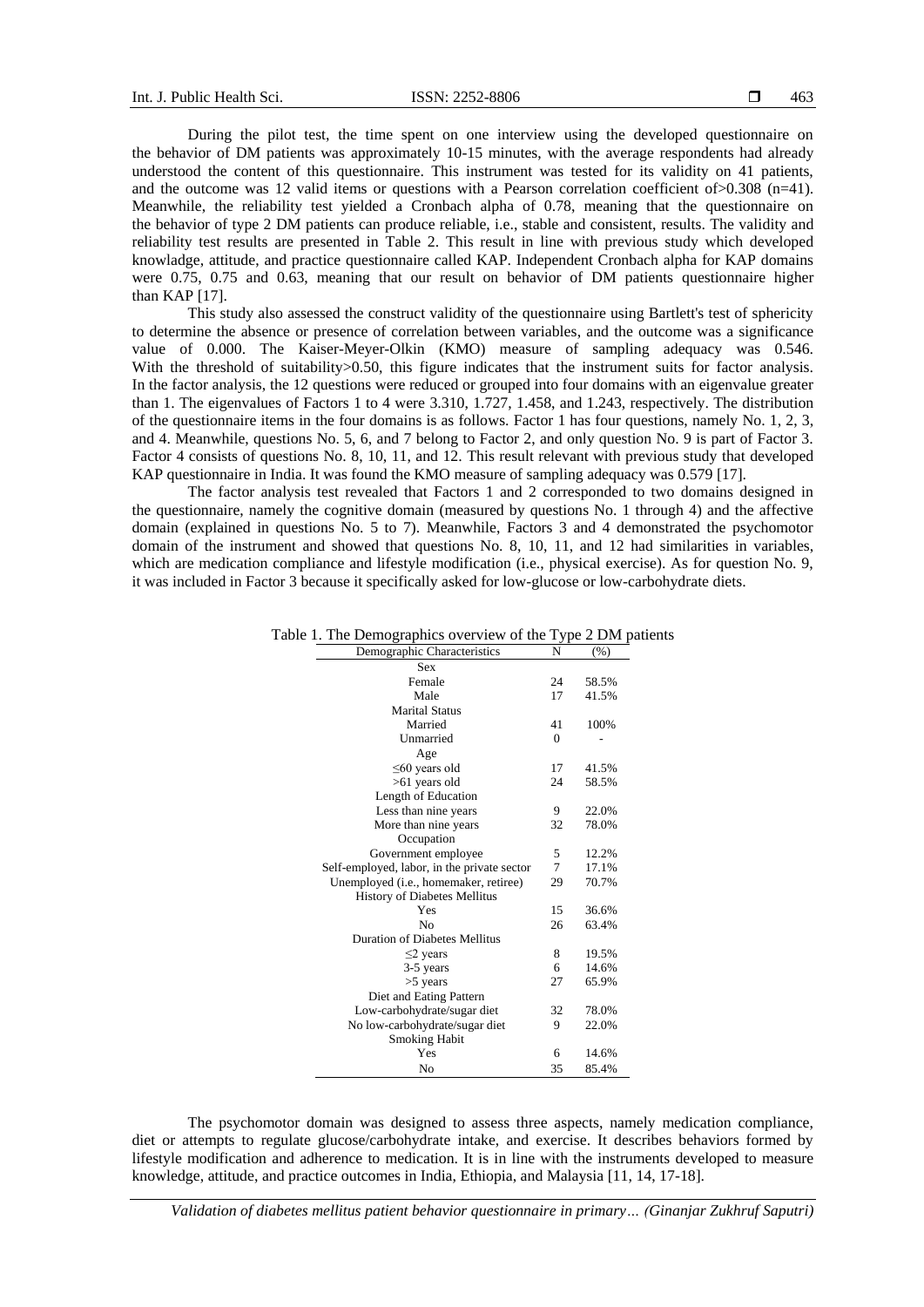During the pilot test, the time spent on one interview using the developed questionnaire on the behavior of DM patients was approximately 10-15 minutes, with the average respondents had already understood the content of this questionnaire. This instrument was tested for its validity on 41 patients, and the outcome was 12 valid items or questions with a Pearson correlation coefficient of>0.308 (n=41). Meanwhile, the reliability test yielded a Cronbach alpha of 0.78, meaning that the questionnaire on the behavior of type 2 DM patients can produce reliable, i.e., stable and consistent, results. The validity and reliability test results are presented in Table 2. This result in line with previous study which developed knowladge, attitude, and practice questionnaire called KAP. Independent Cronbach alpha for KAP domains were 0.75, 0.75 and 0.63, meaning that our result on behavior of DM patients questionnaire higher than KAP [17].

This study also assessed the construct validity of the questionnaire using Bartlett's test of sphericity to determine the absence or presence of correlation between variables, and the outcome was a significance value of 0.000. The Kaiser-Meyer-Olkin (KMO) measure of sampling adequacy was 0.546. With the threshold of suitability>0.50, this figure indicates that the instrument suits for factor analysis. In the factor analysis, the 12 questions were reduced or grouped into four domains with an eigenvalue greater than 1. The eigenvalues of Factors 1 to 4 were 3.310, 1.727, 1.458, and 1.243, respectively. The distribution of the questionnaire items in the four domains is as follows. Factor 1 has four questions, namely No. 1, 2, 3, and 4. Meanwhile, questions No. 5, 6, and 7 belong to Factor 2, and only question No. 9 is part of Factor 3. Factor 4 consists of questions No. 8, 10, 11, and 12. This result relevant with previous study that developed KAP questionnaire in India. It was found the KMO measure of sampling adequacy was 0.579 [17].

The factor analysis test revealed that Factors 1 and 2 corresponded to two domains designed in the questionnaire, namely the cognitive domain (measured by questions No. 1 through 4) and the affective domain (explained in questions No. 5 to 7). Meanwhile, Factors 3 and 4 demonstrated the psychomotor domain of the instrument and showed that questions No. 8, 10, 11, and 12 had similarities in variables, which are medication compliance and lifestyle modification (i.e., physical exercise). As for question No. 9, it was included in Factor 3 because it specifically asked for low-glucose or low-carbohydrate diets.

Table 1. The Demographics overview of the Type 2 DM patients

| Demographic Characteristics | N | (%) |
|---|---|---|
| Sex | | |
| Female | 24 | 58.5% |
| Male | 17 | 41.5% |
| Marital Status | | |
| Married | 41 | 100% |
| Unmarried | 0 | - |
| Age | | |
| ≤60 years old | 17 | 41.5% |
| >61 years old | 24 | 58.5% |
| Length of Education | | |
| Less than nine years | 9 | 22.0% |
| More than nine years | 32 | 78.0% |
| Occupation | | |
| Government employee | 5 | 12.2% |
| Self-employed, labor, in the private sector | 7 | 17.1% |
| Unemployed (i.e., homemaker, retiree) | 29 | 70.7% |
| History of Diabetes Mellitus | | |
| Yes | 15 | 36.6% |
| No | 26 | 63.4% |
| Duration of Diabetes Mellitus | | |
| ≤2 years | 8 | 19.5% |
| 3-5 years | 6 | 14.6% |
| >5 years | 27 | 65.9% |
| Diet and Eating Pattern | | |
| Low-carbohydrate/sugar diet | 32 | 78.0% |
| No low-carbohydrate/sugar diet | 9 | 22.0% |
| Smoking Habit | | |
| Yes | 6 | 14.6% |
| No | 35 | 85.4% |

The psychomotor domain was designed to assess three aspects, namely medication compliance, diet or attempts to regulate glucose/carbohydrate intake, and exercise. It describes behaviors formed by lifestyle modification and adherence to medication. It is in line with the instruments developed to measure knowledge, attitude, and practice outcomes in India, Ethiopia, and Malaysia [11, 14, 17-18].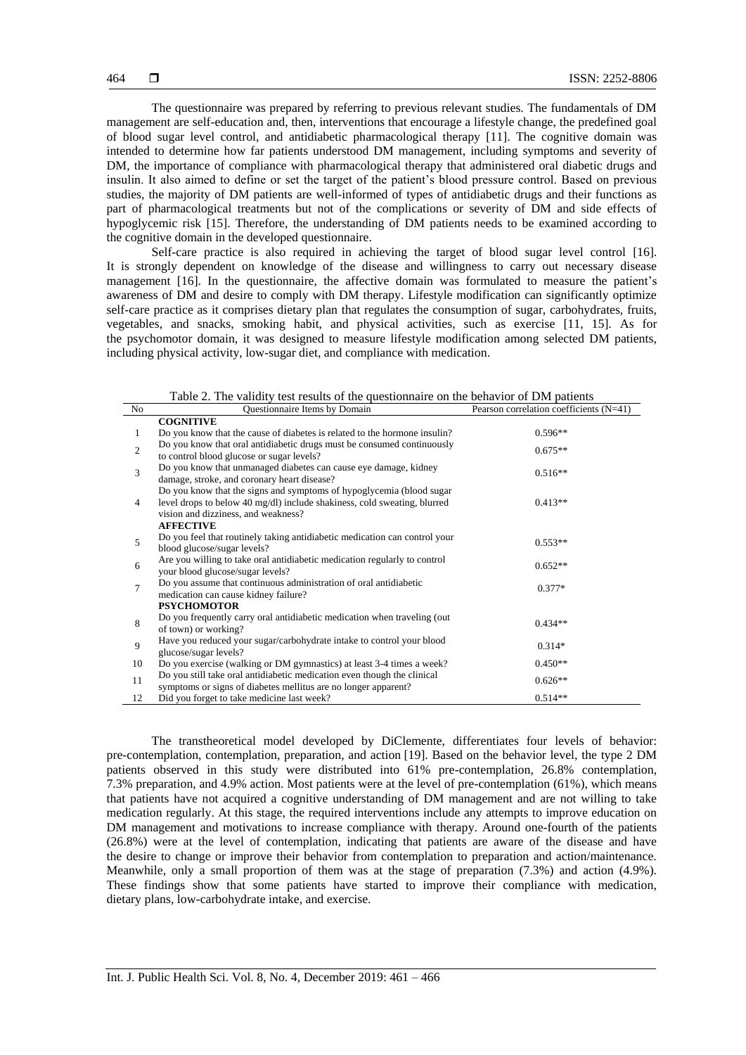The questionnaire was prepared by referring to previous relevant studies. The fundamentals of DM management are self-education and, then, interventions that encourage a lifestyle change, the predefined goal of blood sugar level control, and antidiabetic pharmacological therapy [11]. The cognitive domain was intended to determine how far patients understood DM management, including symptoms and severity of DM, the importance of compliance with pharmacological therapy that administered oral diabetic drugs and insulin. It also aimed to define or set the target of the patient's blood pressure control. Based on previous studies, the majority of DM patients are well-informed of types of antidiabetic drugs and their functions as part of pharmacological treatments but not of the complications or severity of DM and side effects of hypoglycemic risk [15]. Therefore, the understanding of DM patients needs to be examined according to the cognitive domain in the developed questionnaire.

Self-care practice is also required in achieving the target of blood sugar level control [16]. It is strongly dependent on knowledge of the disease and willingness to carry out necessary disease management [16]. In the questionnaire, the affective domain was formulated to measure the patient's awareness of DM and desire to comply with DM therapy. Lifestyle modification can significantly optimize self-care practice as it comprises dietary plan that regulates the consumption of sugar, carbohydrates, fruits, vegetables, and snacks, smoking habit, and physical activities, such as exercise [11, 15]. As for the psychomotor domain, it was designed to measure lifestyle modification among selected DM patients, including physical activity, low-sugar diet, and compliance with medication.

Table 2. The validity test results of the questionnaire on the behavior of DM patients

| No | Questionnaire Items by Domain | Pearson correlation coefficients (N=41) |
|---|---|---|
| | **COGNITIVE** | |
| 1 | Do you know that the cause of diabetes is related to the hormone insulin? | 0.596** |
| 2 | Do you know that oral antidiabetic drugs must be consumed continuously to control blood glucose or sugar levels? | 0.675** |
| 3 | Do you know that unmanaged diabetes can cause eye damage, kidney damage, stroke, and coronary heart disease? | 0.516** |
| 4 | Do you know that the signs and symptoms of hypoglycemia (blood sugar level drops to below 40 mg/dl) include shakiness, cold sweating, blurred vision and dizziness, and weakness? | 0.413** |
| | **AFFECTIVE** | |
| 5 | Do you feel that routinely taking antidiabetic medication can control your blood glucose/sugar levels? | 0.553** |
| 6 | Are you willing to take oral antidiabetic medication regularly to control your blood glucose/sugar levels? | 0.652** |
| 7 | Do you assume that continuous administration of oral antidiabetic medication can cause kidney failure? | 0.377* |
| | **PSYCHOMOTOR** | |
| 8 | Do you frequently carry oral antidiabetic medication when traveling (out of town) or working? | 0.434** |
| 9 | Have you reduced your sugar/carbohydrate intake to control your blood glucose/sugar levels? | 0.314* |
| 10 | Do you exercise (walking or DM gymnastics) at least 3-4 times a week? | 0.450** |
| 11 | Do you still take oral antidiabetic medication even though the clinical symptoms or signs of diabetes mellitus are no longer apparent? | 0.626** |
| 12 | Did you forget to take medicine last week? | 0.514** |

The transtheoretical model developed by DiClemente, differentiates four levels of behavior: pre-contemplation, contemplation, preparation, and action [19]. Based on the behavior level, the type 2 DM patients observed in this study were distributed into 61% pre-contemplation, 26.8% contemplation, 7.3% preparation, and 4.9% action. Most patients were at the level of pre-contemplation (61%), which means that patients have not acquired a cognitive understanding of DM management and are not willing to take medication regularly. At this stage, the required interventions include any attempts to improve education on DM management and motivations to increase compliance with therapy. Around one-fourth of the patients (26.8%) were at the level of contemplation, indicating that patients are aware of the disease and have the desire to change or improve their behavior from contemplation to preparation and action/maintenance. Meanwhile, only a small proportion of them was at the stage of preparation (7.3%) and action (4.9%). These findings show that some patients have started to improve their compliance with medication, dietary plans, low-carbohydrate intake, and exercise.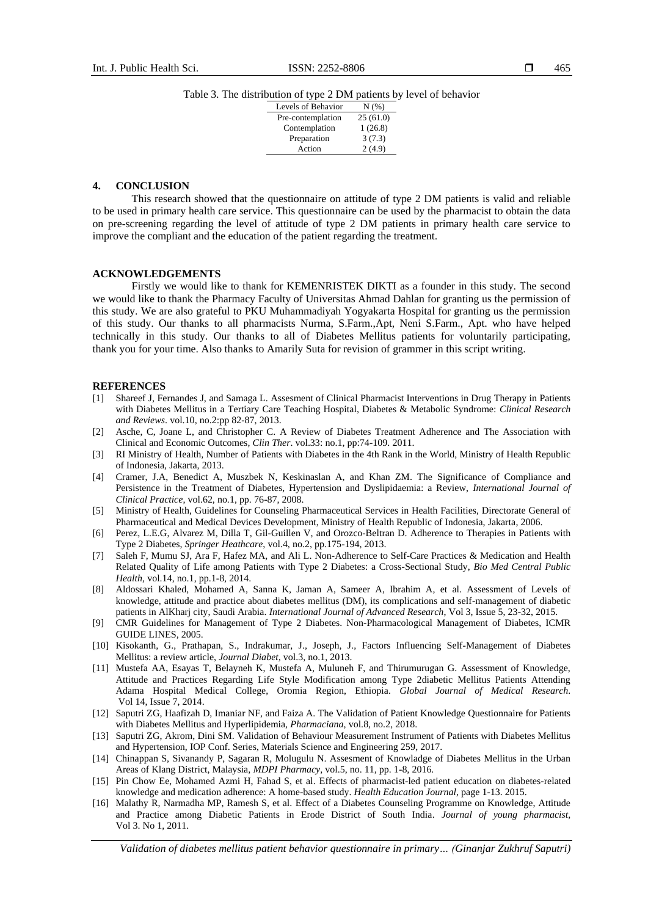Table 3. The distribution of type 2 DM patients by level of behavior

| Levels of Behavior | N (%) |
|---|---|
| Pre-contemplation | 25 (61.0) |
| Contemplation | 1 (26.8) |
| Preparation | 3 (7.3) |
| Action | 2 (4.9) |

## 4. CONCLUSION

This research showed that the questionnaire on attitude of type 2 DM patients is valid and reliable to be used in primary health care service. This questionnaire can be used by the pharmacist to obtain the data on pre-screening regarding the level of attitude of type 2 DM patients in primary health care service to improve the compliant and the education of the patient regarding the treatment.

## ACKNOWLEDGEMENTS

Firstly we would like to thank for KEMENRISTEK DIKTI as a founder in this study. The second we would like to thank the Pharmacy Faculty of Universitas Ahmad Dahlan for granting us the permission of this study. We are also grateful to PKU Muhammadiyah Yogyakarta Hospital for granting us the permission of this study. Our thanks to all pharmacists Nurma, S.Farm.,Apt, Neni S.Farm., Apt. who have helped technically in this study. Our thanks to all of Diabetes Mellitus patients for voluntarily participating, thank you for your time. Also thanks to Amarily Suta for revision of grammer in this script writing.

## REFERENCES

[1] Shareef J, Fernandes J, and Samaga L. Assesment of Clinical Pharmacist Interventions in Drug Therapy in Patients with Diabetes Mellitus in a Tertiary Care Teaching Hospital, Diabetes & Metabolic Syndrome: *Clinical Research and Reviews*. vol.10, no.2:pp 82-87, 2013.

[2] Asche, C, Joane L, and Christopher C. A Review of Diabetes Treatment Adherence and The Association with Clinical and Economic Outcomes, *Clin Ther*. vol.33: no.1, pp:74-109. 2011.

[3] RI Ministry of Health, Number of Patients with Diabetes in the 4th Rank in the World, Ministry of Health Republic of Indonesia, Jakarta, 2013.

[4] Cramer, J.A, Benedict A, Muszbek N, Keskinaslan A, and Khan ZM. The Significance of Compliance and Persistence in the Treatment of Diabetes, Hypertension and Dyslipidaemia: a Review, *International Journal of Clinical Practice*, vol.62, no.1, pp. 76-87, 2008.

[5] Ministry of Health, Guidelines for Counseling Pharmaceutical Services in Health Facilities, Directorate General of Pharmaceutical and Medical Devices Development, Ministry of Health Republic of Indonesia, Jakarta, 2006.

[6] Perez, L.E.G, Alvarez M, Dilla T, Gil-Guillen V, and Orozco-Beltran D. Adherence to Therapies in Patients with Type 2 Diabetes, *Springer Heathcare*, vol.4, no.2, pp.175-194, 2013.

[7] Saleh F, Mumu SJ, Ara F, Hafez MA, and Ali L. Non-Adherence to Self-Care Practices & Medication and Health Related Quality of Life among Patients with Type 2 Diabetes: a Cross-Sectional Study, *Bio Med Central Public Health*, vol.14, no.1, pp.1-8, 2014.

[8] Aldossari Khaled, Mohamed A, Sanna K, Jaman A, Sameer A, Ibrahim A, et al. Assessment of Levels of knowledge, attitude and practice about diabetes mellitus (DM), its complications and self-management of diabetic patients in AlKharj city, Saudi Arabia. *International Journal of Advanced Research*, Vol 3, Issue 5, 23-32, 2015.

[9] CMR Guidelines for Management of Type 2 Diabetes. Non-Pharmacological Management of Diabetes, ICMR GUIDE LINES, 2005.

[10] Kisokanth, G., Prathapan, S., Indrakumar, J., Joseph, J., Factors Influencing Self-Management of Diabetes Mellitus: a review article, *Journal Diabet*, vol.3, no.1, 2013.

[11] Mustefa AA, Esayas T, Belayneh K, Mustefa A, Muluneh F, and Thirumurugan G. Assessment of Knowledge, Attitude and Practices Regarding Life Style Modification among Type 2diabetic Mellitus Patients Attending Adama Hospital Medical College, Oromia Region, Ethiopia. *Global Journal of Medical Research*. Vol 14, Issue 7, 2014.

[12] Saputri ZG, Haafizah D, Imaniar NF, and Faiza A. The Validation of Patient Knowledge Questionnaire for Patients with Diabetes Mellitus and Hyperlipidemia, *Pharmaciana*, vol.8, no.2, 2018.

[13] Saputri ZG, Akrom, Dini SM. Validation of Behaviour Measurement Instrument of Patients with Diabetes Mellitus and Hypertension, IOP Conf. Series, Materials Science and Engineering 259, 2017.

[14] Chinappan S, Sivanandy P, Sagaran R, Molugulu N. Assesment of Knowladge of Diabetes Mellitus in the Urban Areas of Klang District, Malaysia, *MDPI Pharmacy*, vol.5, no. 11, pp. 1-8, 2016.

[15] Pin Chow Ee, Mohamed Azmi H, Fahad S, et al. Effects of pharmacist-led patient education on diabetes-related knowledge and medication adherence: A home-based study. *Health Education Journal*, page 1-13. 2015.

[16] Malathy R, Narmadha MP, Ramesh S, et al. Effect of a Diabetes Counseling Programme on Knowledge, Attitude and Practice among Diabetic Patients in Erode District of South India. *Journal of young pharmacist*, Vol 3. No 1, 2011.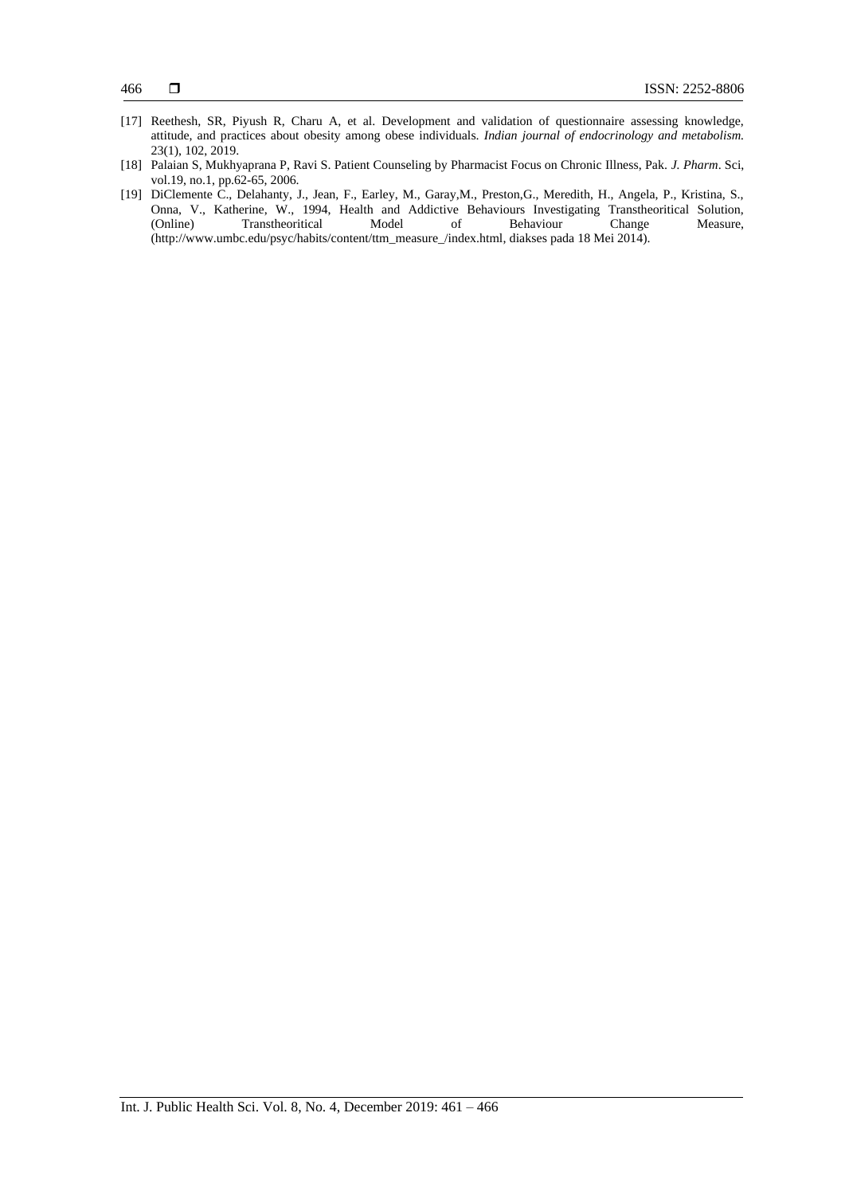[17] Reethesh, SR, Piyush R, Charu A, et al. Development and validation of questionnaire assessing knowledge, attitude, and practices about obesity among obese individuals. *Indian journal of endocrinology and metabolism.* 23(1), 102, 2019.

[18] Palaian S, Mukhyaprana P, Ravi S. Patient Counseling by Pharmacist Focus on Chronic Illness, Pak. *J. Pharm*. Sci, vol.19, no.1, pp.62-65, 2006.

[19] DiClemente C., Delahanty, J., Jean, F., Earley, M., Garay,M., Preston,G., Meredith, H., Angela, P., Kristina, S., Onna, V., Katherine, W., 1994, Health and Addictive Behaviours Investigating Transtheoritical Solution, (Online) Transtheoritical Model of Behaviour Change Measure, (http://www.umbc.edu/psyc/habits/content/ttm_measure_/index.html, diakses pada 18 Mei 2014).